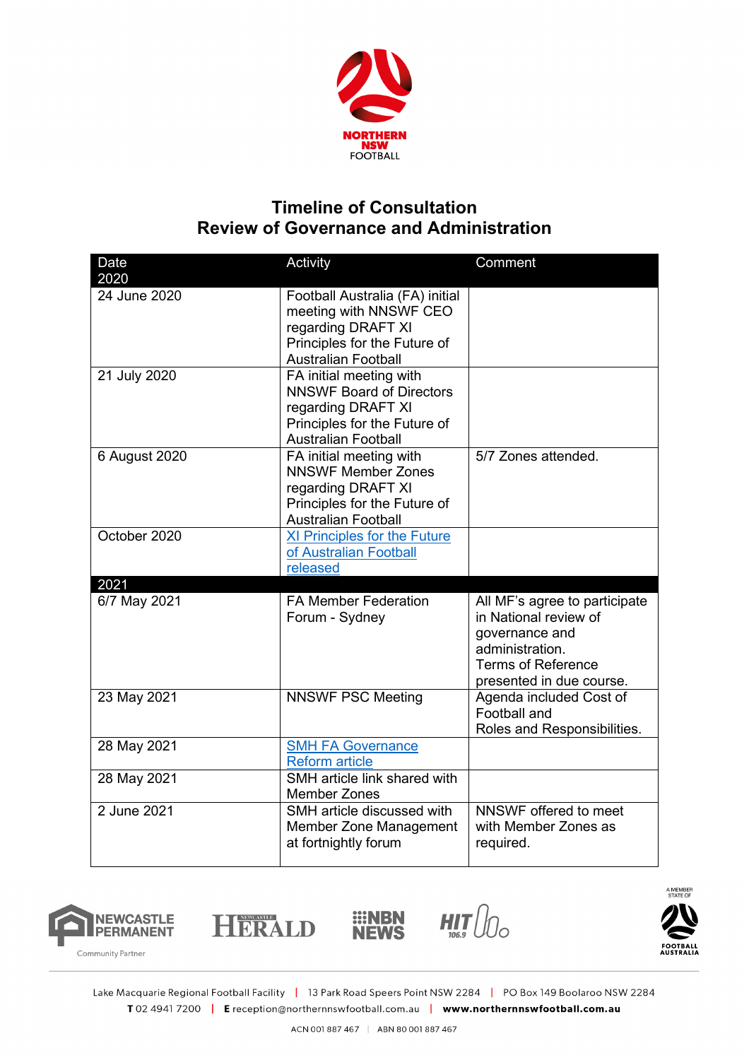# Timeline of Consultation
# Review of Governance and Administration

| Date 2020 | Activity | Comment |
|---|---|---|
| 24 June 2020 | Football Australia (FA) initial meeting with NNSWF CEO regarding DRAFT XI Principles for the Future of Australian Football | |
| 21 July 2020 | FA initial meeting with NNSWF Board of Directors regarding DRAFT XI Principles for the Future of Australian Football | |
| 6 August 2020 | FA initial meeting with NNSWF Member Zones regarding DRAFT XI Principles for the Future of Australian Football | 5/7 Zones attended. |
| October 2020 | XI Principles for the Future of Australian Football released | |
| **2021** | | |
| 6/7 May 2021 | FA Member Federation Forum - Sydney | All MF's agree to participate in National review of governance and administration. Terms of Reference presented in due course. |
| 23 May 2021 | NNSWF PSC Meeting | Agenda included Cost of Football and Roles and Responsibilities. |
| 28 May 2021 | SMH FA Governance Reform article | |
| 28 May 2021 | SMH article link shared with Member Zones | |
| 2 June 2021 | SMH article discussed with Member Zone Management at fortnightly forum | NNSWF offered to meet with Member Zones as required. |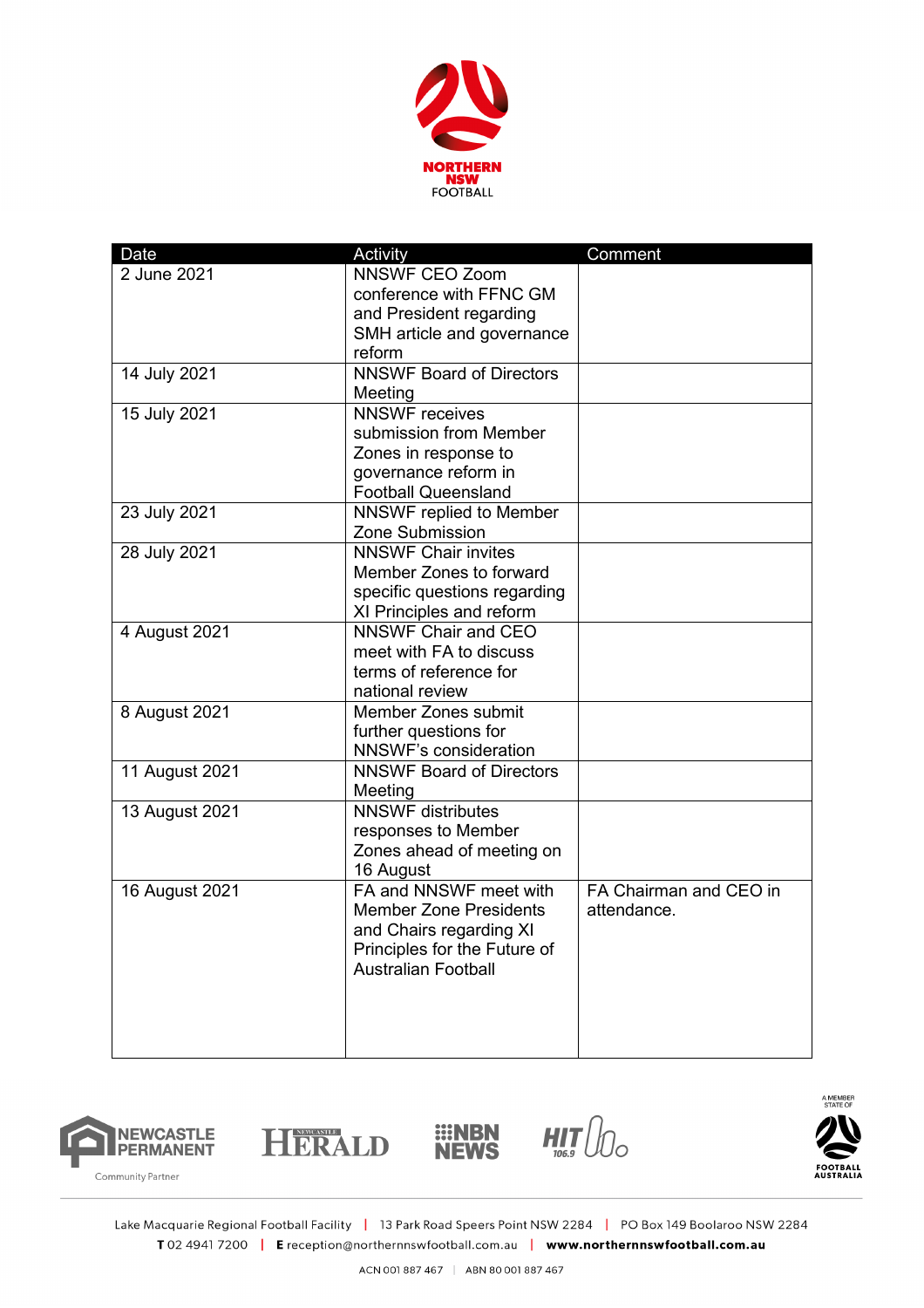| Date | Activity | Comment |
|---|---|---|
| 2 June 2021 | NNSWF CEO Zoom conference with FFNC GM and President regarding SMH article and governance reform | |
| 14 July 2021 | NNSWF Board of Directors Meeting | |
| 15 July 2021 | NNSWF receives submission from Member Zones in response to governance reform in Football Queensland | |
| 23 July 2021 | NNSWF replied to Member Zone Submission | |
| 28 July 2021 | NNSWF Chair invites Member Zones to forward specific questions regarding XI Principles and reform | |
| 4 August 2021 | NNSWF Chair and CEO meet with FA to discuss terms of reference for national review | |
| 8 August 2021 | Member Zones submit further questions for NNSWF's consideration | |
| 11 August 2021 | NNSWF Board of Directors Meeting | |
| 13 August 2021 | NNSWF distributes responses to Member Zones ahead of meeting on 16 August | |
| 16 August 2021 | FA and NNSWF meet with Member Zone Presidents and Chairs regarding XI Principles for the Future of Australian Football | FA Chairman and CEO in attendance. |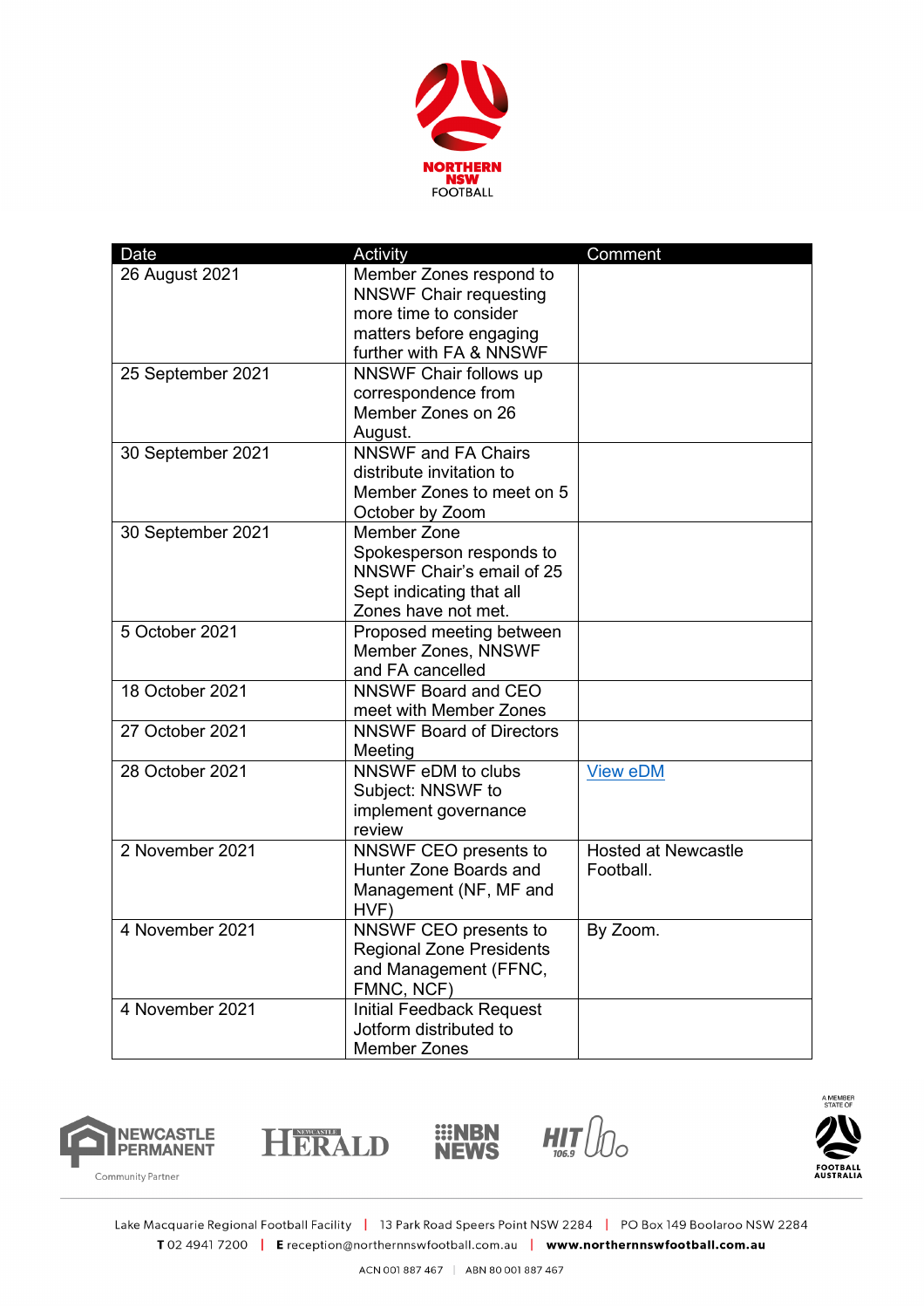| Date | Activity | Comment |
| --- | --- | --- |
| 26 August 2021 | Member Zones respond to NNSWF Chair requesting more time to consider matters before engaging further with FA & NNSWF | |
| 25 September 2021 | NNSWF Chair follows up correspondence from Member Zones on 26 August. | |
| 30 September 2021 | NNSWF and FA Chairs distribute invitation to Member Zones to meet on 5 October by Zoom | |
| 30 September 2021 | Member Zone Spokesperson responds to NNSWF Chair's email of 25 Sept indicating that all Zones have not met. | |
| 5 October 2021 | Proposed meeting between Member Zones, NNSWF and FA cancelled | |
| 18 October 2021 | NNSWF Board and CEO meet with Member Zones | |
| 27 October 2021 | NNSWF Board of Directors Meeting | |
| 28 October 2021 | NNSWF eDM to clubs Subject: NNSWF to implement governance review | View eDM |
| 2 November 2021 | NNSWF CEO presents to Hunter Zone Boards and Management (NF, MF and HVF) | Hosted at Newcastle Football. |
| 4 November 2021 | NNSWF CEO presents to Regional Zone Presidents and Management (FFNC, FMNC, NCF) | By Zoom. |
| 4 November 2021 | Initial Feedback Request Jotform distributed to Member Zones | |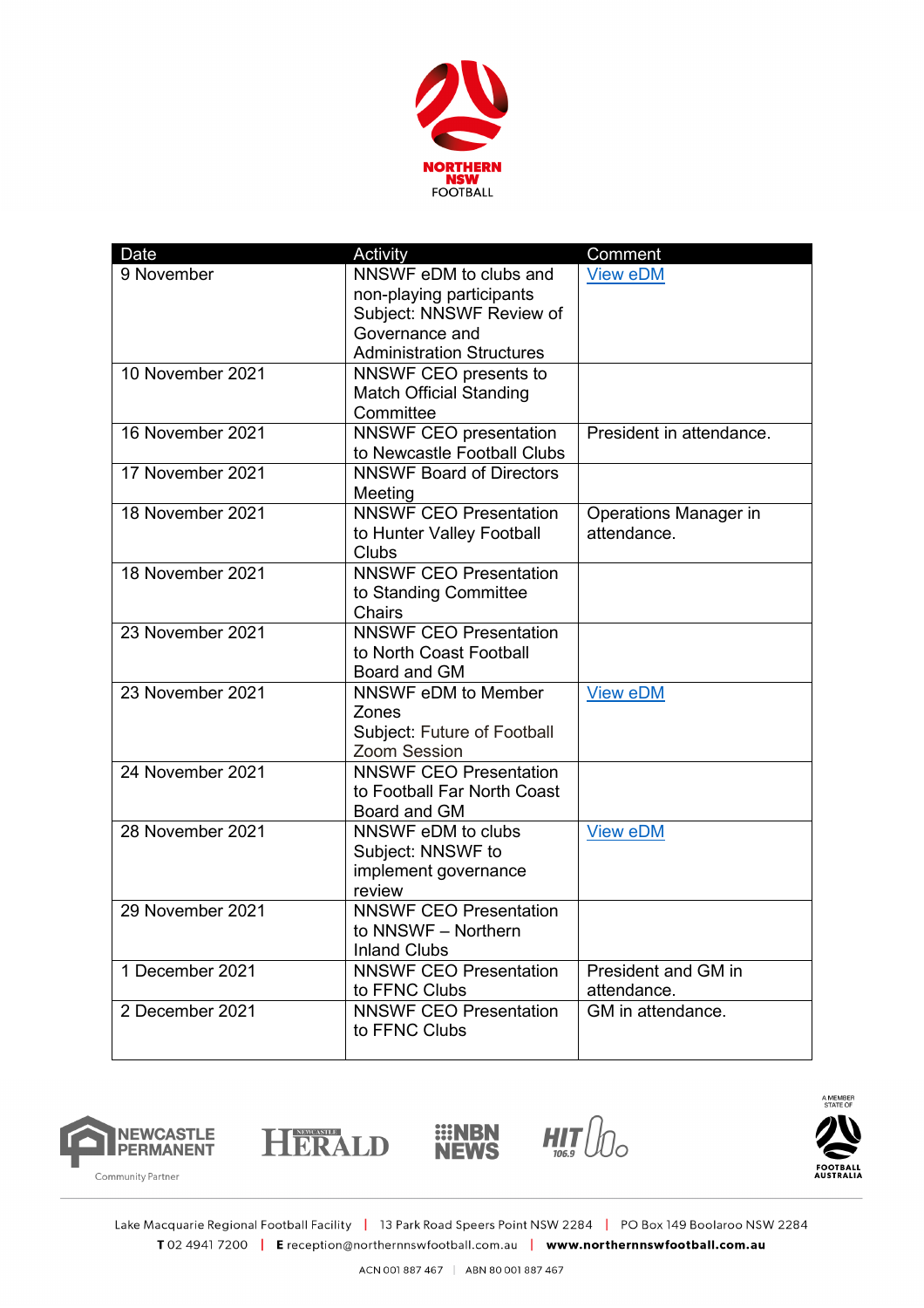| Date | Activity | Comment |
|---|---|---|
| 9 November | NNSWF eDM to clubs and non-playing participants<br>Subject: NNSWF Review of Governance and Administration Structures | View eDM |
| 10 November 2021 | NNSWF CEO presents to Match Official Standing Committee | |
| 16 November 2021 | NNSWF CEO presentation to Newcastle Football Clubs | President in attendance. |
| 17 November 2021 | NNSWF Board of Directors Meeting | |
| 18 November 2021 | NNSWF CEO Presentation to Hunter Valley Football Clubs | Operations Manager in attendance. |
| 18 November 2021 | NNSWF CEO Presentation to Standing Committee Chairs | |
| 23 November 2021 | NNSWF CEO Presentation to North Coast Football Board and GM | |
| 23 November 2021 | NNSWF eDM to Member Zones<br>Subject: Future of Football Zoom Session | View eDM |
| 24 November 2021 | NNSWF CEO Presentation to Football Far North Coast Board and GM | |
| 28 November 2021 | NNSWF eDM to clubs<br>Subject: NNSWF to implement governance review | View eDM |
| 29 November 2021 | NNSWF CEO Presentation to NNSWF – Northern Inland Clubs | |
| 1 December 2021 | NNSWF CEO Presentation to FFNC Clubs | President and GM in attendance. |
| 2 December 2021 | NNSWF CEO Presentation to FFNC Clubs | GM in attendance. |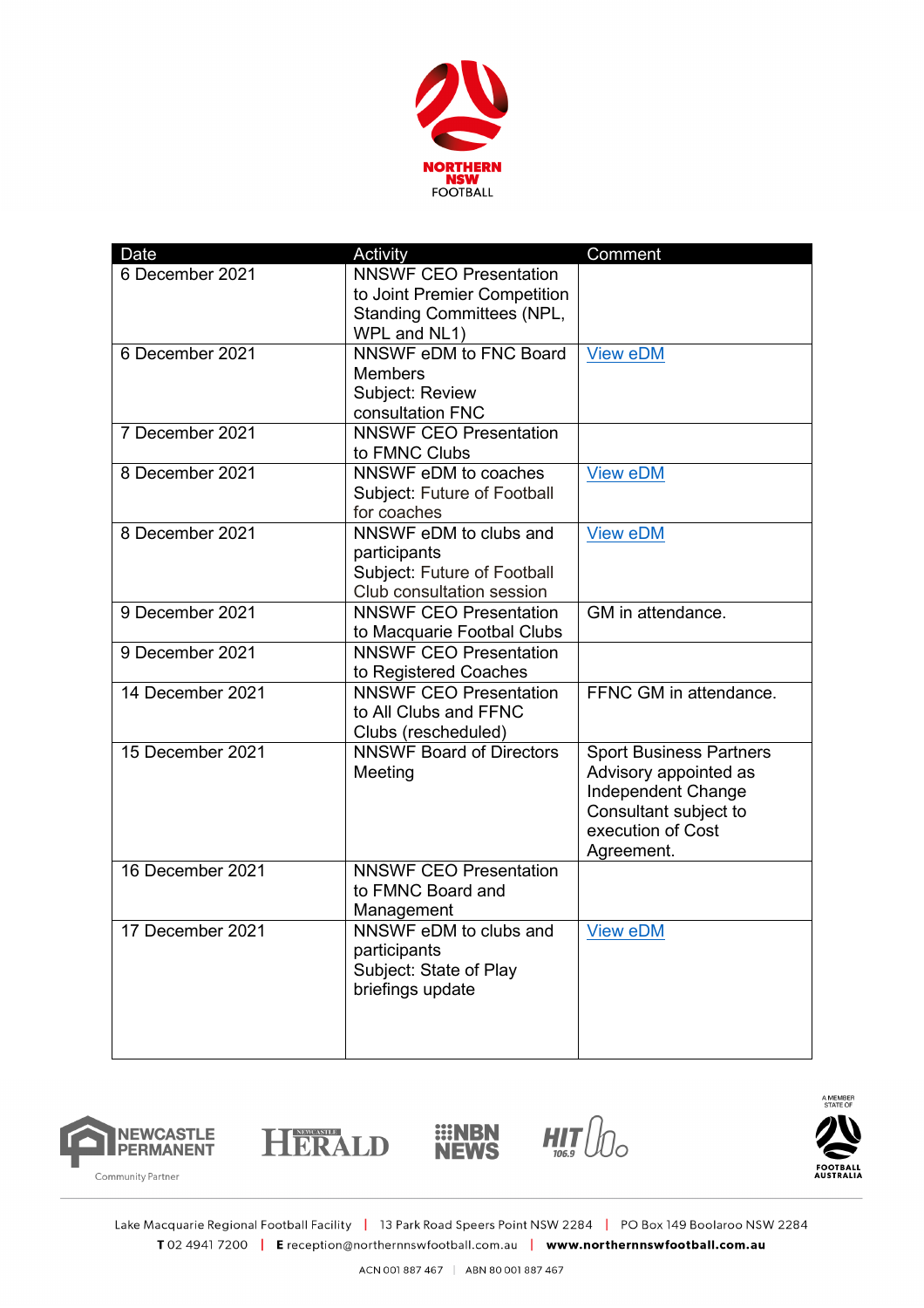| Date | Activity | Comment |
|---|---|---|
| 6 December 2021 | NNSWF CEO Presentation to Joint Premier Competition Standing Committees (NPL, WPL and NL1) | |
| 6 December 2021 | NNSWF eDM to FNC Board Members<br>Subject: Review consultation FNC | View eDM |
| 7 December 2021 | NNSWF CEO Presentation to FMNC Clubs | |
| 8 December 2021 | NNSWF eDM to coaches<br>Subject: Future of Football for coaches | View eDM |
| 8 December 2021 | NNSWF eDM to clubs and participants<br>Subject: Future of Football Club consultation session | View eDM |
| 9 December 2021 | NNSWF CEO Presentation to Macquarie Footbal Clubs | GM in attendance. |
| 9 December 2021 | NNSWF CEO Presentation to Registered Coaches | |
| 14 December 2021 | NNSWF CEO Presentation to All Clubs and FFNC Clubs (rescheduled) | FFNC GM in attendance. |
| 15 December 2021 | NNSWF Board of Directors Meeting | Sport Business Partners Advisory appointed as Independent Change Consultant subject to execution of Cost Agreement. |
| 16 December 2021 | NNSWF CEO Presentation to FMNC Board and Management | |
| 17 December 2021 | NNSWF eDM to clubs and participants<br>Subject: State of Play briefings update | View eDM |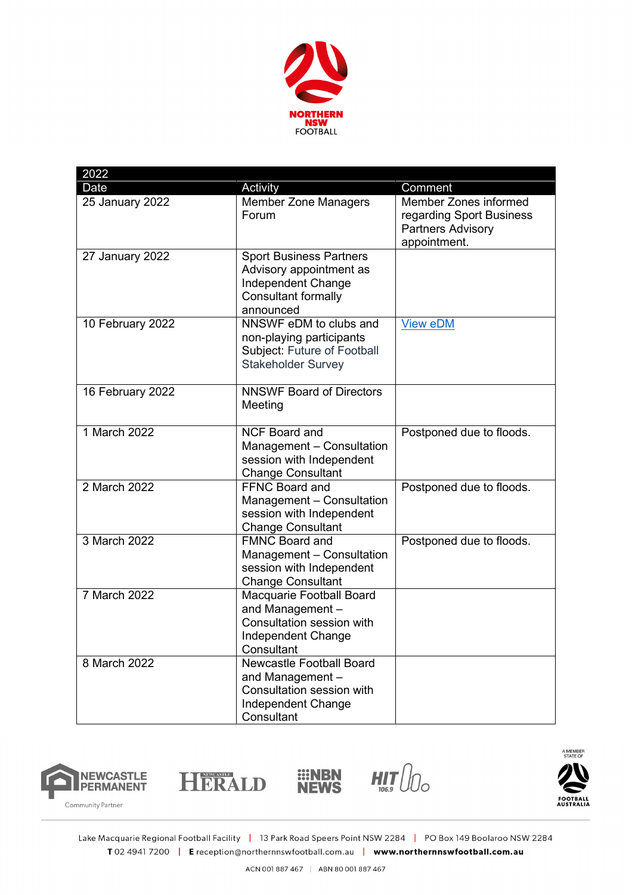| 2022 | | |
|---|---|---|
| Date | Activity | Comment |
| 25 January 2022 | Member Zone Managers Forum | Member Zones informed regarding Sport Business Partners Advisory appointment. |
| 27 January 2022 | Sport Business Partners Advisory appointment as Independent Change Consultant formally announced | |
| 10 February 2022 | NNSWF eDM to clubs and non-playing participants Subject: Future of Football Stakeholder Survey | View eDM |
| 16 February 2022 | NNSWF Board of Directors Meeting | |
| 1 March 2022 | NCF Board and Management – Consultation session with Independent Change Consultant | Postponed due to floods. |
| 2 March 2022 | FFNC Board and Management – Consultation session with Independent Change Consultant | Postponed due to floods. |
| 3 March 2022 | FMNC Board and Management – Consultation session with Independent Change Consultant | Postponed due to floods. |
| 7 March 2022 | Macquarie Football Board and Management – Consultation session with Independent Change Consultant | |
| 8 March 2022 | Newcastle Football Board and Management – Consultation session with Independent Change Consultant | |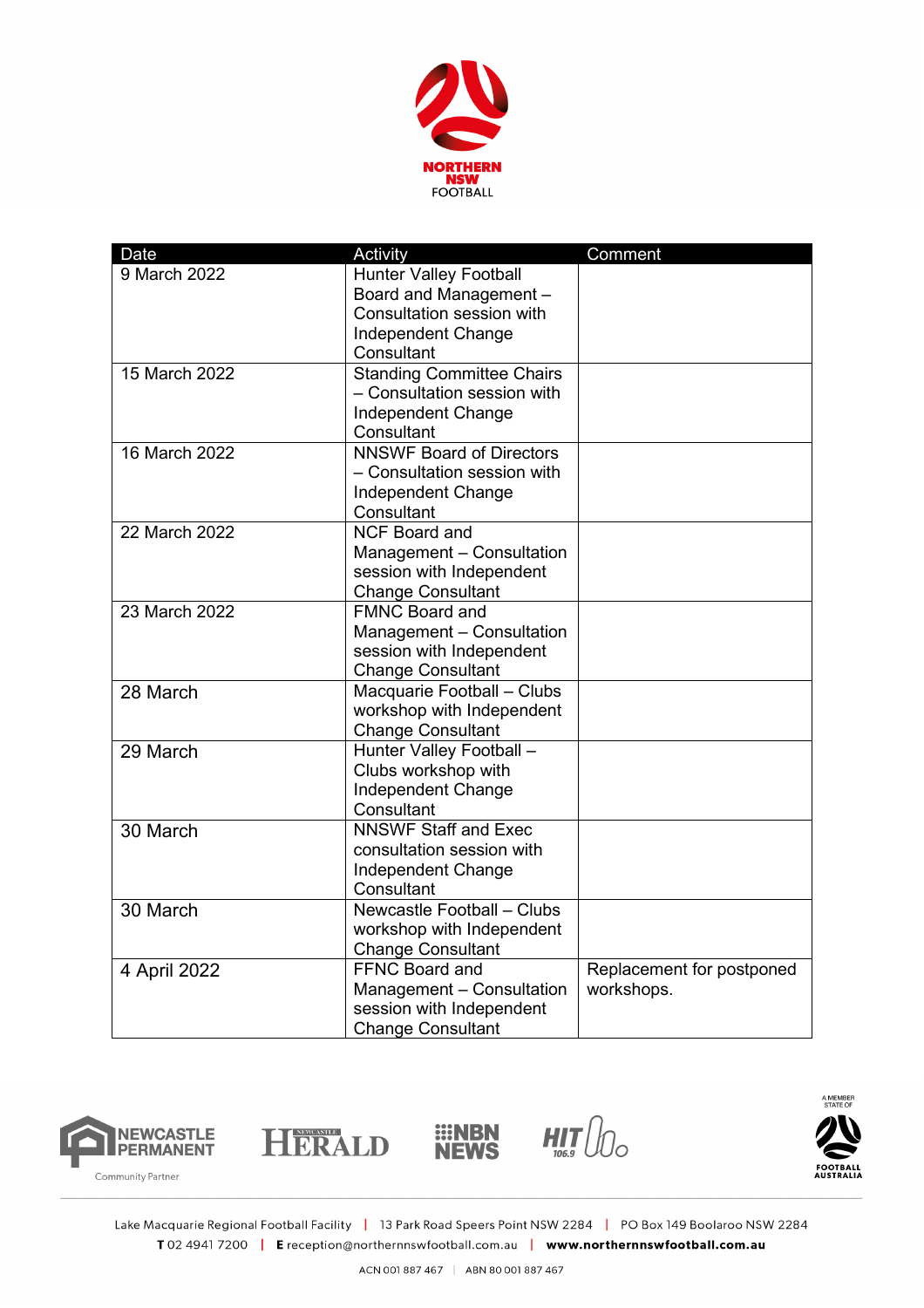| Date | Activity | Comment |
|---|---|---|
| 9 March 2022 | Hunter Valley Football Board and Management – Consultation session with Independent Change Consultant | |
| 15 March 2022 | Standing Committee Chairs – Consultation session with Independent Change Consultant | |
| 16 March 2022 | NNSWF Board of Directors – Consultation session with Independent Change Consultant | |
| 22 March 2022 | NCF Board and Management – Consultation session with Independent Change Consultant | |
| 23 March 2022 | FMNC Board and Management – Consultation session with Independent Change Consultant | |
| 28 March | Macquarie Football – Clubs workshop with Independent Change Consultant | |
| 29 March | Hunter Valley Football – Clubs workshop with Independent Change Consultant | |
| 30 March | NNSWF Staff and Exec consultation session with Independent Change Consultant | |
| 30 March | Newcastle Football – Clubs workshop with Independent Change Consultant | |
| 4 April 2022 | FFNC Board and Management – Consultation session with Independent Change Consultant | Replacement for postponed workshops. |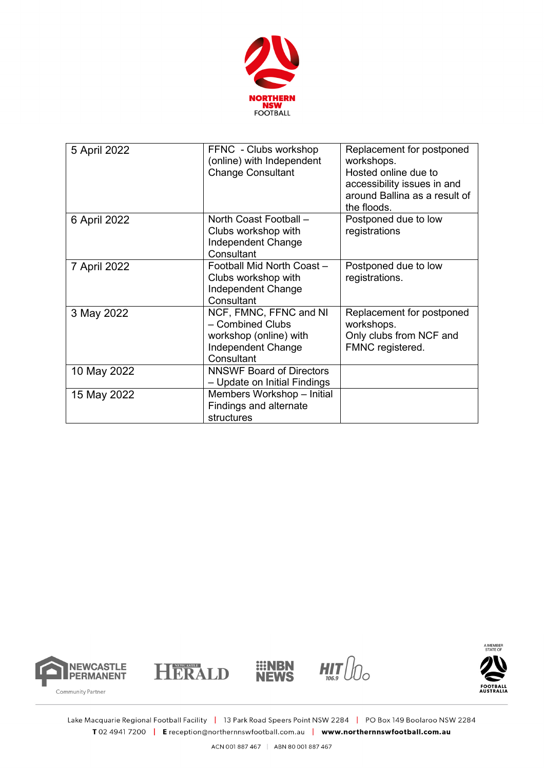| | | |
|---|---|---|
| 5 April 2022 | FFNC - Clubs workshop (online) with Independent Change Consultant | Replacement for postponed workshops. Hosted online due to accessibility issues in and around Ballina as a result of the floods. |
| 6 April 2022 | North Coast Football – Clubs workshop with Independent Change Consultant | Postponed due to low registrations |
| 7 April 2022 | Football Mid North Coast – Clubs workshop with Independent Change Consultant | Postponed due to low registrations. |
| 3 May 2022 | NCF, FMNC, FFNC and NI – Combined Clubs workshop (online) with Independent Change Consultant | Replacement for postponed workshops. Only clubs from NCF and FMNC registered. |
| 10 May 2022 | NNSWF Board of Directors – Update on Initial Findings | |
| 15 May 2022 | Members Workshop – Initial Findings and alternate structures | |